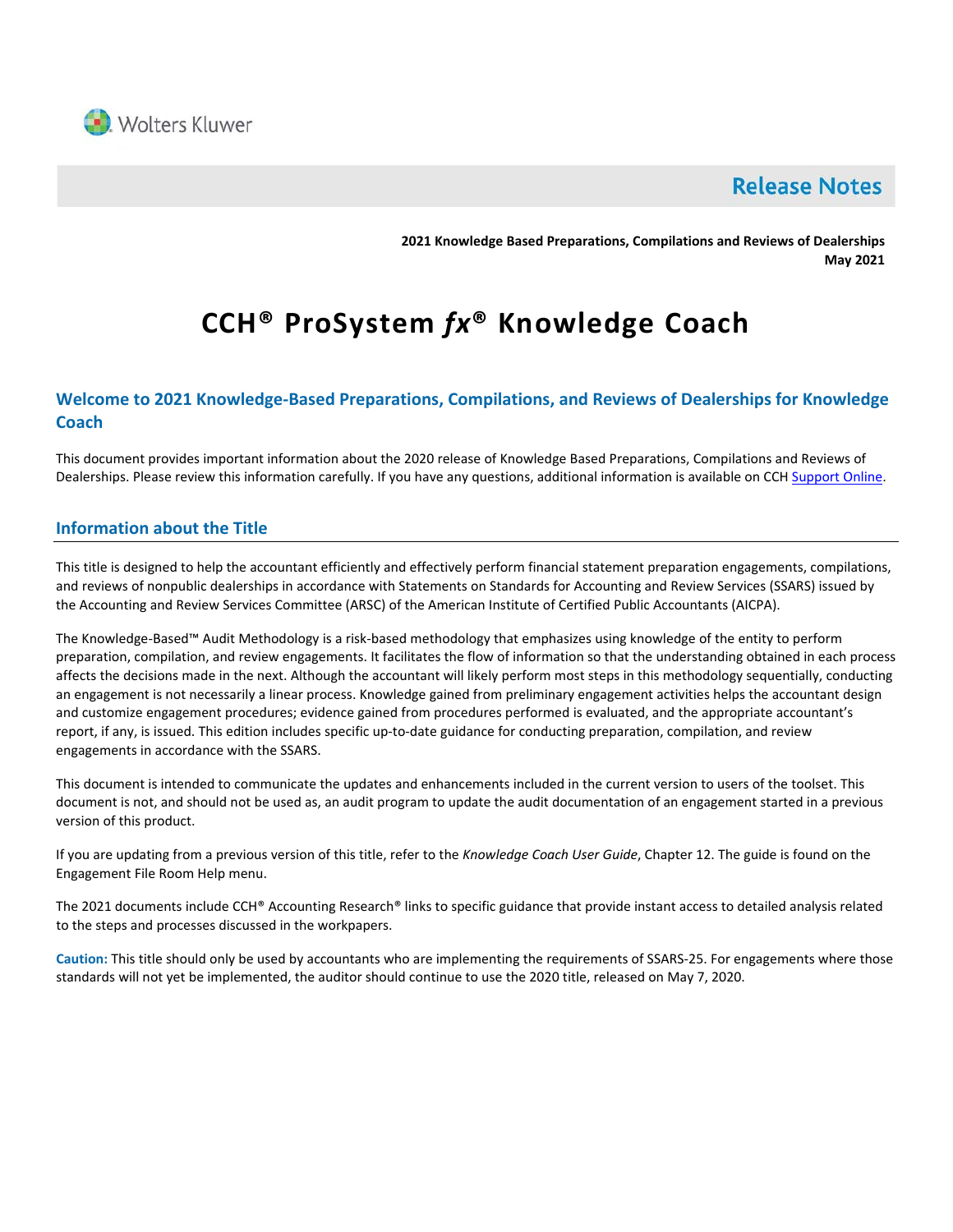Wolters Kluwer

**Release Notes**

**2021 Knowledge Based Preparations, Compilations and Reviews of Dealerships**
**May 2021**

# CCH® ProSystem *fx*® Knowledge Coach

## Welcome to 2021 Knowledge-Based Preparations, Compilations, and Reviews of Dealerships for Knowledge Coach

This document provides important information about the 2020 release of Knowledge Based Preparations, Compilations and Reviews of Dealerships. Please review this information carefully. If you have any questions, additional information is available on CCH Support Online.

## Information about the Title

This title is designed to help the accountant efficiently and effectively perform financial statement preparation engagements, compilations, and reviews of nonpublic dealerships in accordance with Statements on Standards for Accounting and Review Services (SSARS) issued by the Accounting and Review Services Committee (ARSC) of the American Institute of Certified Public Accountants (AICPA).

The Knowledge-Based™ Audit Methodology is a risk-based methodology that emphasizes using knowledge of the entity to perform preparation, compilation, and review engagements. It facilitates the flow of information so that the understanding obtained in each process affects the decisions made in the next. Although the accountant will likely perform most steps in this methodology sequentially, conducting an engagement is not necessarily a linear process. Knowledge gained from preliminary engagement activities helps the accountant design and customize engagement procedures; evidence gained from procedures performed is evaluated, and the appropriate accountant's report, if any, is issued. This edition includes specific up-to-date guidance for conducting preparation, compilation, and review engagements in accordance with the SSARS.

This document is intended to communicate the updates and enhancements included in the current version to users of the toolset. This document is not, and should not be used as, an audit program to update the audit documentation of an engagement started in a previous version of this product.

If you are updating from a previous version of this title, refer to the *Knowledge Coach User Guide*, Chapter 12. The guide is found on the Engagement File Room Help menu.

The 2021 documents include CCH® Accounting Research® links to specific guidance that provide instant access to detailed analysis related to the steps and processes discussed in the workpapers.

**Caution:** This title should only be used by accountants who are implementing the requirements of SSARS-25. For engagements where those standards will not yet be implemented, the auditor should continue to use the 2020 title, released on May 7, 2020.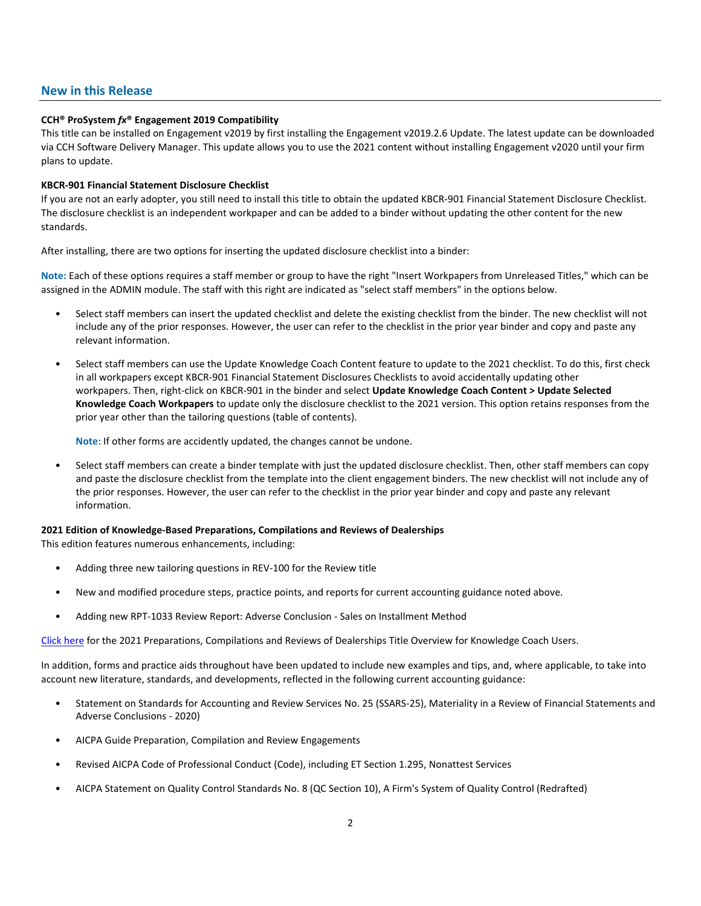## New in this Release

**CCH® ProSystem *fx*® Engagement 2019 Compatibility**
This title can be installed on Engagement v2019 by first installing the Engagement v2019.2.6 Update. The latest update can be downloaded via CCH Software Delivery Manager. This update allows you to use the 2021 content without installing Engagement v2020 until your firm plans to update.

**KBCR-901 Financial Statement Disclosure Checklist**
If you are not an early adopter, you still need to install this title to obtain the updated KBCR-901 Financial Statement Disclosure Checklist. The disclosure checklist is an independent workpaper and can be added to a binder without updating the other content for the new standards.

After installing, there are two options for inserting the updated disclosure checklist into a binder:

**Note:** Each of these options requires a staff member or group to have the right "Insert Workpapers from Unreleased Titles," which can be assigned in the ADMIN module. The staff with this right are indicated as "select staff members" in the options below.

- Select staff members can insert the updated checklist and delete the existing checklist from the binder. The new checklist will not include any of the prior responses. However, the user can refer to the checklist in the prior year binder and copy and paste any relevant information.
- Select staff members can use the Update Knowledge Coach Content feature to update to the 2021 checklist. To do this, first check in all workpapers except KBCR-901 Financial Statement Disclosures Checklists to avoid accidentally updating other workpapers. Then, right-click on KBCR-901 in the binder and select **Update Knowledge Coach Content > Update Selected Knowledge Coach Workpapers** to update only the disclosure checklist to the 2021 version. This option retains responses from the prior year other than the tailoring questions (table of contents).

  **Note**: If other forms are accidently updated, the changes cannot be undone.
- Select staff members can create a binder template with just the updated disclosure checklist. Then, other staff members can copy and paste the disclosure checklist from the template into the client engagement binders. The new checklist will not include any of the prior responses. However, the user can refer to the checklist in the prior year binder and copy and paste any relevant information.

**2021 Edition of Knowledge-Based Preparations, Compilations and Reviews of Dealerships**
This edition features numerous enhancements, including:

- Adding three new tailoring questions in REV-100 for the Review title
- New and modified procedure steps, practice points, and reports for current accounting guidance noted above.
- Adding new RPT-1033 Review Report: Adverse Conclusion - Sales on Installment Method

Click here for the 2021 Preparations, Compilations and Reviews of Dealerships Title Overview for Knowledge Coach Users.

In addition, forms and practice aids throughout have been updated to include new examples and tips, and, where applicable, to take into account new literature, standards, and developments, reflected in the following current accounting guidance:

- Statement on Standards for Accounting and Review Services No. 25 (SSARS-25), Materiality in a Review of Financial Statements and Adverse Conclusions - 2020)
- AICPA Guide Preparation, Compilation and Review Engagements
- Revised AICPA Code of Professional Conduct (Code), including ET Section 1.295, Nonattest Services
- AICPA Statement on Quality Control Standards No. 8 (QC Section 10), A Firm's System of Quality Control (Redrafted)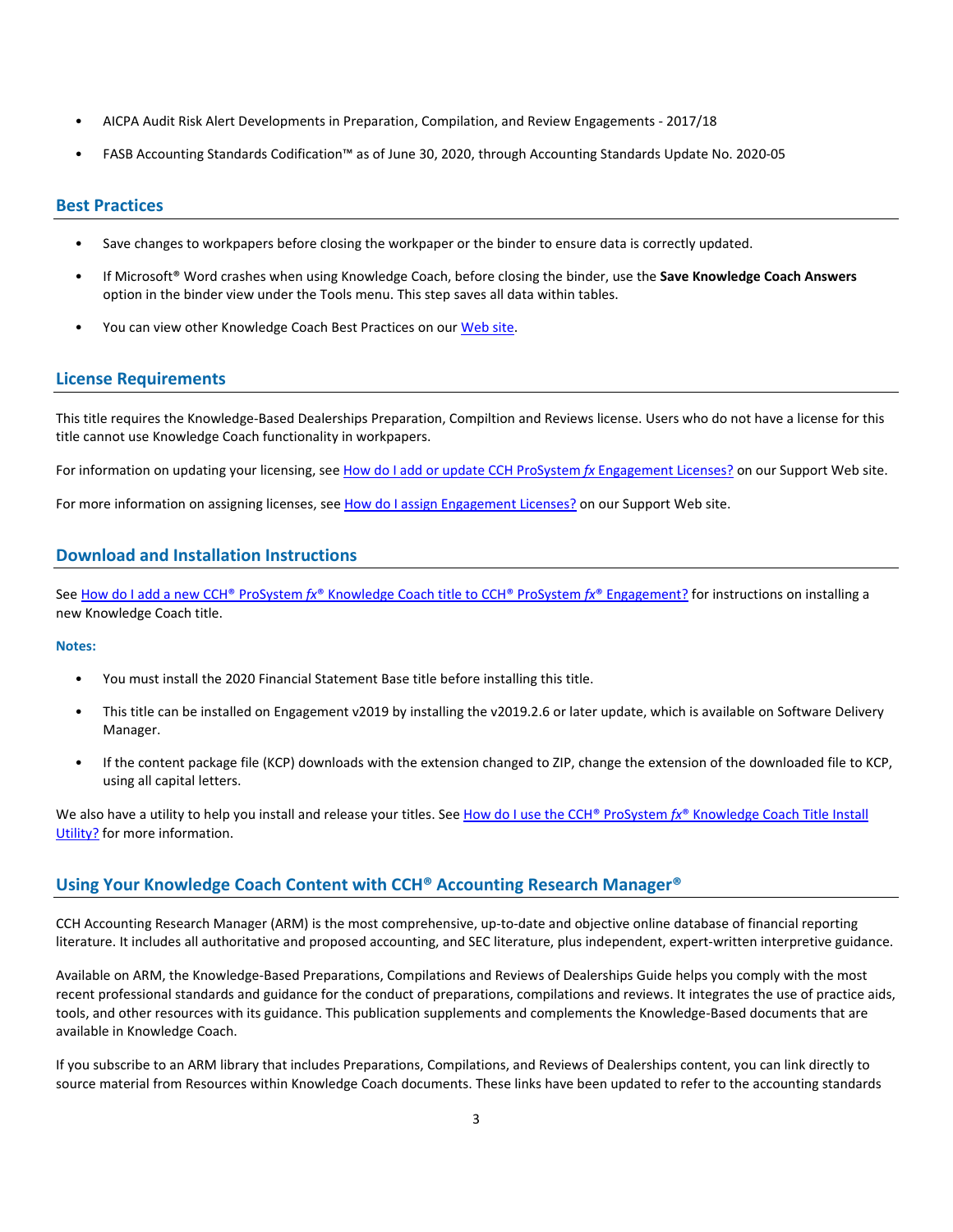- AICPA Audit Risk Alert Developments in Preparation, Compilation, and Review Engagements - 2017/18
- FASB Accounting Standards Codification™ as of June 30, 2020, through Accounting Standards Update No. 2020-05

## Best Practices

- Save changes to workpapers before closing the workpaper or the binder to ensure data is correctly updated.
- If Microsoft® Word crashes when using Knowledge Coach, before closing the binder, use the **Save Knowledge Coach Answers** option in the binder view under the Tools menu. This step saves all data within tables.
- You can view other Knowledge Coach Best Practices on our [Web site](#).

## License Requirements

This title requires the Knowledge-Based Dealerships Preparation, Compiltion and Reviews license. Users who do not have a license for this title cannot use Knowledge Coach functionality in workpapers.

For information on updating your licensing, see [How do I add or update CCH ProSystem *fx* Engagement Licenses?](#) on our Support Web site.

For more information on assigning licenses, see [How do I assign Engagement Licenses?](#) on our Support Web site.

## Download and Installation Instructions

See [How do I add a new CCH® ProSystem *fx*® Knowledge Coach title to CCH® ProSystem *fx*® Engagement?](#) for instructions on installing a new Knowledge Coach title.

### Notes:

- You must install the 2020 Financial Statement Base title before installing this title.
- This title can be installed on Engagement v2019 by installing the v2019.2.6 or later update, which is available on Software Delivery Manager.
- If the content package file (KCP) downloads with the extension changed to ZIP, change the extension of the downloaded file to KCP, using all capital letters.

We also have a utility to help you install and release your titles. See [How do I use the CCH® ProSystem *fx*® Knowledge Coach Title Install Utility?](#) for more information.

## Using Your Knowledge Coach Content with CCH® Accounting Research Manager®

CCH Accounting Research Manager (ARM) is the most comprehensive, up-to-date and objective online database of financial reporting literature. It includes all authoritative and proposed accounting, and SEC literature, plus independent, expert-written interpretive guidance.

Available on ARM, the Knowledge-Based Preparations, Compilations and Reviews of Dealerships Guide helps you comply with the most recent professional standards and guidance for the conduct of preparations, compilations and reviews. It integrates the use of practice aids, tools, and other resources with its guidance. This publication supplements and complements the Knowledge-Based documents that are available in Knowledge Coach.

If you subscribe to an ARM library that includes Preparations, Compilations, and Reviews of Dealerships content, you can link directly to source material from Resources within Knowledge Coach documents. These links have been updated to refer to the accounting standards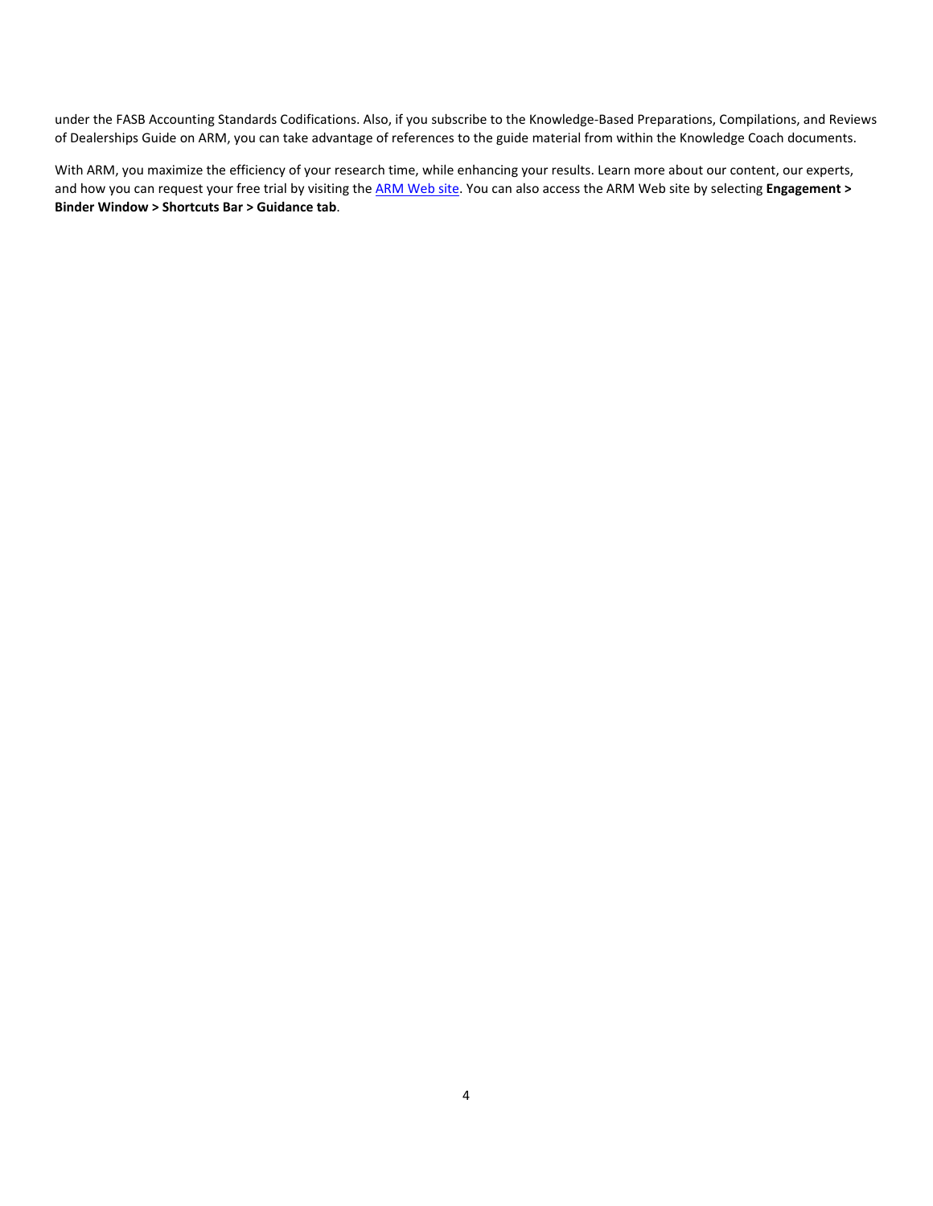under the FASB Accounting Standards Codifications. Also, if you subscribe to the Knowledge-Based Preparations, Compilations, and Reviews of Dealerships Guide on ARM, you can take advantage of references to the guide material from within the Knowledge Coach documents.

With ARM, you maximize the efficiency of your research time, while enhancing your results. Learn more about our content, our experts, and how you can request your free trial by visiting the ARM Web site. You can also access the ARM Web site by selecting **Engagement > Binder Window > Shortcuts Bar > Guidance tab**.